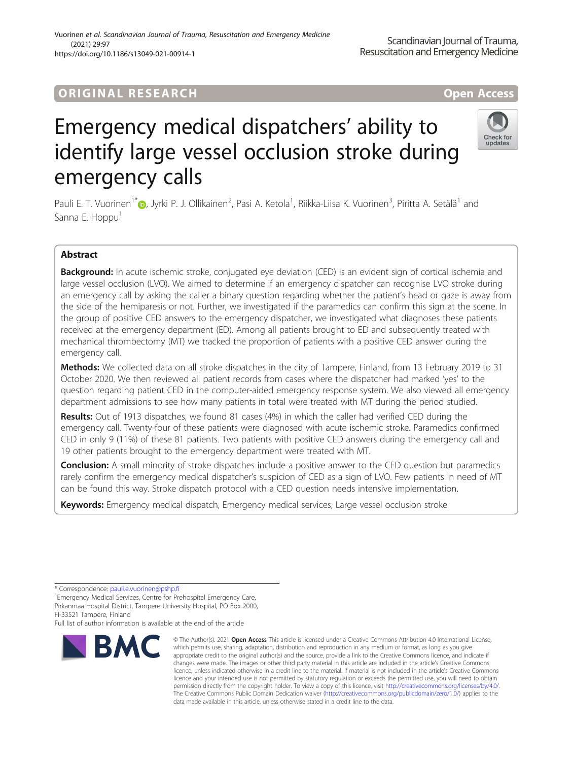ORIGINAL RESEARCH

Open Access

# Emergency medical dispatchers' ability to identify large vessel occlusion stroke during emergency calls

Pauli E. T. Vuorinen[1*], Jyrki P. J. Ollikainen[2], Pasi A. Ketola[1], Riikka-Liisa K. Vuorinen[3], Piritta A. Setälä[1] and Sanna E. Hoppu[1]

## Abstract

**Background:** In acute ischemic stroke, conjugated eye deviation (CED) is an evident sign of cortical ischemia and large vessel occlusion (LVO). We aimed to determine if an emergency dispatcher can recognise LVO stroke during an emergency call by asking the caller a binary question regarding whether the patient's head or gaze is away from the side of the hemiparesis or not. Further, we investigated if the paramedics can confirm this sign at the scene. In the group of positive CED answers to the emergency dispatcher, we investigated what diagnoses these patients received at the emergency department (ED). Among all patients brought to ED and subsequently treated with mechanical thrombectomy (MT) we tracked the proportion of patients with a positive CED answer during the emergency call.

**Methods:** We collected data on all stroke dispatches in the city of Tampere, Finland, from 13 February 2019 to 31 October 2020. We then reviewed all patient records from cases where the dispatcher had marked 'yes' to the question regarding patient CED in the computer-aided emergency response system. We also viewed all emergency department admissions to see how many patients in total were treated with MT during the period studied.

**Results:** Out of 1913 dispatches, we found 81 cases (4%) in which the caller had verified CED during the emergency call. Twenty-four of these patients were diagnosed with acute ischemic stroke. Paramedics confirmed CED in only 9 (11%) of these 81 patients. Two patients with positive CED answers during the emergency call and 19 other patients brought to the emergency department were treated with MT.

**Conclusion:** A small minority of stroke dispatches include a positive answer to the CED question but paramedics rarely confirm the emergency medical dispatcher's suspicion of CED as a sign of LVO. Few patients in need of MT can be found this way. Stroke dispatch protocol with a CED question needs intensive implementation.

**Keywords:** Emergency medical dispatch, Emergency medical services, Large vessel occlusion stroke

\* Correspondence: pauli.e.vuorinen@pshp.fi

[1]Emergency Medical Services, Centre for Prehospital Emergency Care, Pirkanmaa Hospital District, Tampere University Hospital, PO Box 2000, FI-33521 Tampere, Finland

Full list of author information is available at the end of the article

© The Author(s). 2021 **Open Access** This article is licensed under a Creative Commons Attribution 4.0 International License, which permits use, sharing, adaptation, distribution and reproduction in any medium or format, as long as you give appropriate credit to the original author(s) and the source, provide a link to the Creative Commons licence, and indicate if changes were made. The images or other third party material in this article are included in the article's Creative Commons licence, unless indicated otherwise in a credit line to the material. If material is not included in the article's Creative Commons licence and your intended use is not permitted by statutory regulation or exceeds the permitted use, you will need to obtain permission directly from the copyright holder. To view a copy of this licence, visit http://creativecommons.org/licenses/by/4.0/. The Creative Commons Public Domain Dedication waiver (http://creativecommons.org/publicdomain/zero/1.0/) applies to the data made available in this article, unless otherwise stated in a credit line to the data.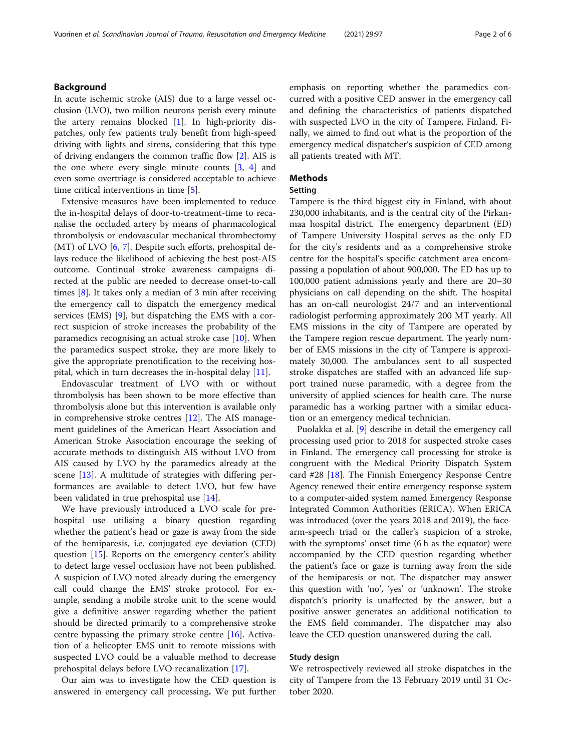## Background

In acute ischemic stroke (AIS) due to a large vessel occlusion (LVO), two million neurons perish every minute the artery remains blocked [1]. In high-priority dispatches, only few patients truly benefit from high-speed driving with lights and sirens, considering that this type of driving endangers the common traffic flow [2]. AIS is the one where every single minute counts [3, 4] and even some overtriage is considered acceptable to achieve time critical interventions in time [5].

Extensive measures have been implemented to reduce the in-hospital delays of door-to-treatment-time to recanalise the occluded artery by means of pharmacological thrombolysis or endovascular mechanical thrombectomy (MT) of LVO [6, 7]. Despite such efforts, prehospital delays reduce the likelihood of achieving the best post-AIS outcome. Continual stroke awareness campaigns directed at the public are needed to decrease onset-to-call times [8]. It takes only a median of 3 min after receiving the emergency call to dispatch the emergency medical services (EMS) [9], but dispatching the EMS with a correct suspicion of stroke increases the probability of the paramedics recognising an actual stroke case [10]. When the paramedics suspect stroke, they are more likely to give the appropriate prenotification to the receiving hospital, which in turn decreases the in-hospital delay [11].

Endovascular treatment of LVO with or without thrombolysis has been shown to be more effective than thrombolysis alone but this intervention is available only in comprehensive stroke centres [12]. The AIS management guidelines of the American Heart Association and American Stroke Association encourage the seeking of accurate methods to distinguish AIS without LVO from AIS caused by LVO by the paramedics already at the scene [13]. A multitude of strategies with differing performances are available to detect LVO, but few have been validated in true prehospital use [14].

We have previously introduced a LVO scale for prehospital use utilising a binary question regarding whether the patient's head or gaze is away from the side of the hemiparesis, i.e. conjugated eye deviation (CED) question [15]. Reports on the emergency center's ability to detect large vessel occlusion have not been published. A suspicion of LVO noted already during the emergency call could change the EMS' stroke protocol. For example, sending a mobile stroke unit to the scene would give a definitive answer regarding whether the patient should be directed primarily to a comprehensive stroke centre bypassing the primary stroke centre [16]. Activation of a helicopter EMS unit to remote missions with suspected LVO could be a valuable method to decrease prehospital delays before LVO recanalization [17].

Our aim was to investigate how the CED question is answered in emergency call processing**.** We put further emphasis on reporting whether the paramedics concurred with a positive CED answer in the emergency call and defining the characteristics of patients dispatched with suspected LVO in the city of Tampere, Finland. Finally, we aimed to find out what is the proportion of the emergency medical dispatcher's suspicion of CED among all patients treated with MT.

## Methods

### Setting

Tampere is the third biggest city in Finland, with about 230,000 inhabitants, and is the central city of the Pirkanmaa hospital district. The emergency department (ED) of Tampere University Hospital serves as the only ED for the city's residents and as a comprehensive stroke centre for the hospital's specific catchment area encompassing a population of about 900,000. The ED has up to 100,000 patient admissions yearly and there are 20–30 physicians on call depending on the shift. The hospital has an on-call neurologist 24/7 and an interventional radiologist performing approximately 200 MT yearly. All EMS missions in the city of Tampere are operated by the Tampere region rescue department. The yearly number of EMS missions in the city of Tampere is approximately 30,000. The ambulances sent to all suspected stroke dispatches are staffed with an advanced life support trained nurse paramedic, with a degree from the university of applied sciences for health care. The nurse paramedic has a working partner with a similar education or an emergency medical technician.

Puolakka et al. [9] describe in detail the emergency call processing used prior to 2018 for suspected stroke cases in Finland. The emergency call processing for stroke is congruent with the Medical Priority Dispatch System card #28 [18]. The Finnish Emergency Response Centre Agency renewed their entire emergency response system to a computer-aided system named Emergency Response Integrated Common Authorities (ERICA). When ERICA was introduced (over the years 2018 and 2019), the face-arm-speech triad or the caller's suspicion of a stroke, with the symptoms' onset time (6 h as the equator) were accompanied by the CED question regarding whether the patient's face or gaze is turning away from the side of the hemiparesis or not. The dispatcher may answer this question with 'no', 'yes' or 'unknown'. The stroke dispatch's priority is unaffected by the answer, but a positive answer generates an additional notification to the EMS field commander. The dispatcher may also leave the CED question unanswered during the call.

### Study design

We retrospectively reviewed all stroke dispatches in the city of Tampere from the 13 February 2019 until 31 October 2020.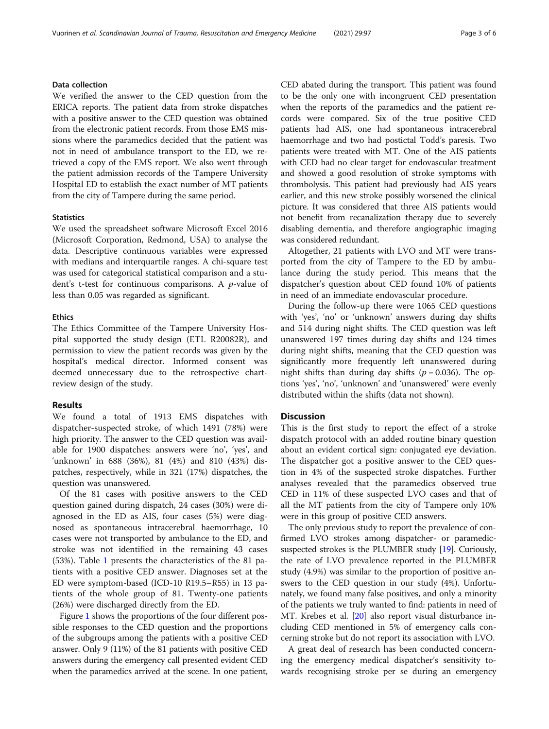### Data collection

We verified the answer to the CED question from the ERICA reports. The patient data from stroke dispatches with a positive answer to the CED question was obtained from the electronic patient records. From those EMS missions where the paramedics decided that the patient was not in need of ambulance transport to the ED, we retrieved a copy of the EMS report. We also went through the patient admission records of the Tampere University Hospital ED to establish the exact number of MT patients from the city of Tampere during the same period.

### Statistics

We used the spreadsheet software Microsoft Excel 2016 (Microsoft Corporation, Redmond, USA) to analyse the data. Descriptive continuous variables were expressed with medians and interquartile ranges. A chi-square test was used for categorical statistical comparison and a student's t-test for continuous comparisons. A *p*-value of less than 0.05 was regarded as significant.

### Ethics

The Ethics Committee of the Tampere University Hospital supported the study design (ETL R20082R), and permission to view the patient records was given by the hospital's medical director. Informed consent was deemed unnecessary due to the retrospective chart-review design of the study.

## Results

We found a total of 1913 EMS dispatches with dispatcher-suspected stroke, of which 1491 (78%) were high priority. The answer to the CED question was available for 1900 dispatches: answers were 'no', 'yes', and 'unknown' in 688 (36%), 81 (4%) and 810 (43%) dispatches, respectively, while in 321 (17%) dispatches, the question was unanswered.

Of the 81 cases with positive answers to the CED question gained during dispatch, 24 cases (30%) were diagnosed in the ED as AIS, four cases (5%) were diagnosed as spontaneous intracerebral haemorrhage, 10 cases were not transported by ambulance to the ED, and stroke was not identified in the remaining 43 cases (53%). Table 1 presents the characteristics of the 81 patients with a positive CED answer. Diagnoses set at the ED were symptom-based (ICD-10 R19.5–R55) in 13 patients of the whole group of 81. Twenty-one patients (26%) were discharged directly from the ED.

Figure 1 shows the proportions of the four different possible responses to the CED question and the proportions of the subgroups among the patients with a positive CED answer. Only 9 (11%) of the 81 patients with positive CED answers during the emergency call presented evident CED when the paramedics arrived at the scene. In one patient, CED abated during the transport. This patient was found to be the only one with incongruent CED presentation when the reports of the paramedics and the patient records were compared. Six of the true positive CED patients had AIS, one had spontaneous intracerebral haemorrhage and two had postictal Todd's paresis. Two patients were treated with MT. One of the AIS patients with CED had no clear target for endovascular treatment and showed a good resolution of stroke symptoms with thrombolysis. This patient had previously had AIS years earlier, and this new stroke possibly worsened the clinical picture. It was considered that three AIS patients would not benefit from recanalization therapy due to severely disabling dementia, and therefore angiographic imaging was considered redundant.

Altogether, 21 patients with LVO and MT were transported from the city of Tampere to the ED by ambulance during the study period. This means that the dispatcher's question about CED found 10% of patients in need of an immediate endovascular procedure.

During the follow-up there were 1065 CED questions with 'yes', 'no' or 'unknown' answers during day shifts and 514 during night shifts. The CED question was left unanswered 197 times during day shifts and 124 times during night shifts, meaning that the CED question was significantly more frequently left unanswered during night shifts than during day shifts ($p = 0.036$). The options 'yes', 'no', 'unknown' and 'unanswered' were evenly distributed within the shifts (data not shown).

## Discussion

This is the first study to report the effect of a stroke dispatch protocol with an added routine binary question about an evident cortical sign: conjugated eye deviation. The dispatcher got a positive answer to the CED question in 4% of the suspected stroke dispatches. Further analyses revealed that the paramedics observed true CED in 11% of these suspected LVO cases and that of all the MT patients from the city of Tampere only 10% were in this group of positive CED answers.

The only previous study to report the prevalence of confirmed LVO strokes among dispatcher- or paramedic-suspected strokes is the PLUMBER study [19]. Curiously, the rate of LVO prevalence reported in the PLUMBER study (4.9%) was similar to the proportion of positive answers to the CED question in our study (4%). Unfortunately, we found many false positives, and only a minority of the patients we truly wanted to find: patients in need of MT. Krebes et al. [20] also report visual disturbance including CED mentioned in 5% of emergency calls concerning stroke but do not report its association with LVO.

A great deal of research has been conducted concerning the emergency medical dispatcher's sensitivity towards recognising stroke per se during an emergency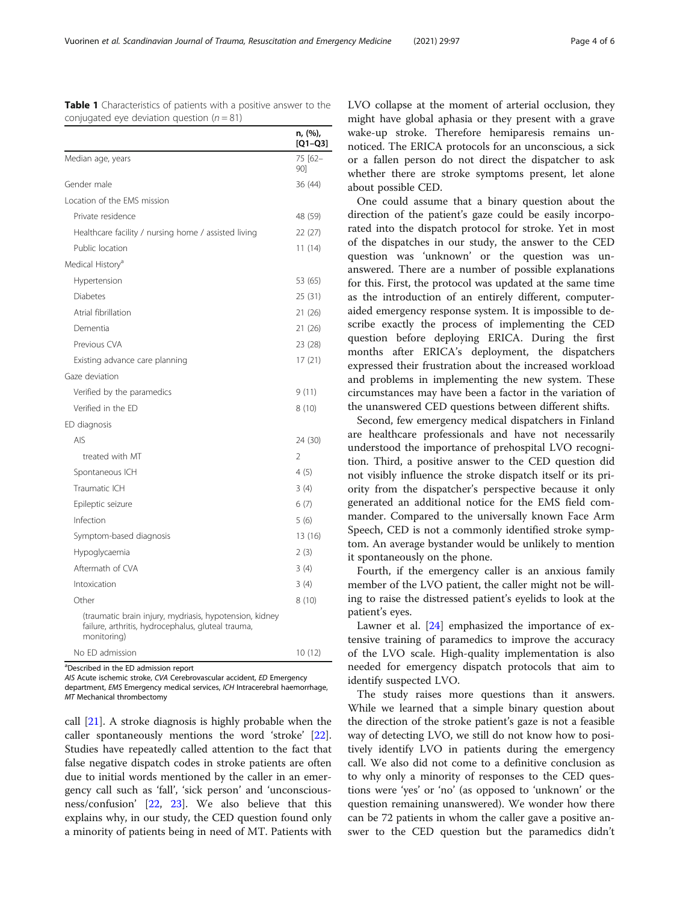**Table 1** Characteristics of patients with a positive answer to the conjugated eye deviation question ($n = 81$)

| | n, (%), [Q1–Q3] |
|---|---|
| Median age, years | 75 [62–90] |
| Gender male | 36 (44) |
| Location of the EMS mission | |
| Private residence | 48 (59) |
| Healthcare facility / nursing home / assisted living | 22 (27) |
| Public location | 11 (14) |
| Medical History[a] | |
| Hypertension | 53 (65) |
| Diabetes | 25 (31) |
| Atrial fibrillation | 21 (26) |
| Dementia | 21 (26) |
| Previous CVA | 23 (28) |
| Existing advance care planning | 17 (21) |
| Gaze deviation | |
| Verified by the paramedics | 9 (11) |
| Verified in the ED | 8 (10) |
| ED diagnosis | |
| AIS | 24 (30) |
| treated with MT | 2 |
| Spontaneous ICH | 4 (5) |
| Traumatic ICH | 3 (4) |
| Epileptic seizure | 6 (7) |
| Infection | 5 (6) |
| Symptom-based diagnosis | 13 (16) |
| Hypoglycaemia | 2 (3) |
| Aftermath of CVA | 3 (4) |
| Intoxication | 3 (4) |
| Other | 8 (10) |
| (traumatic brain injury, mydriasis, hypotension, kidney failure, arthritis, hydrocephalus, gluteal trauma, monitoring) | |
| No ED admission | 10 (12) |

[a]Described in the ED admission report

*AIS* Acute ischemic stroke, *CVA* Cerebrovascular accident, *ED* Emergency department, *EMS* Emergency medical services, *ICH* Intracerebral haemorrhage, *MT* Mechanical thrombectomy

call [21]. A stroke diagnosis is highly probable when the caller spontaneously mentions the word 'stroke' [22]. Studies have repeatedly called attention to the fact that false negative dispatch codes in stroke patients are often due to initial words mentioned by the caller in an emergency call such as 'fall', 'sick person' and 'unconsciousness/confusion' [22, 23]. We also believe that this explains why, in our study, the CED question found only a minority of patients being in need of MT. Patients with LVO collapse at the moment of arterial occlusion, they might have global aphasia or they present with a grave wake-up stroke. Therefore hemiparesis remains unnoticed. The ERICA protocols for an unconscious, a sick or a fallen person do not direct the dispatcher to ask whether there are stroke symptoms present, let alone about possible CED.

One could assume that a binary question about the direction of the patient's gaze could be easily incorporated into the dispatch protocol for stroke. Yet in most of the dispatches in our study, the answer to the CED question was 'unknown' or the question was unanswered. There are a number of possible explanations for this. First, the protocol was updated at the same time as the introduction of an entirely different, computer-aided emergency response system. It is impossible to describe exactly the process of implementing the CED question before deploying ERICA. During the first months after ERICA's deployment, the dispatchers expressed their frustration about the increased workload and problems in implementing the new system. These circumstances may have been a factor in the variation of the unanswered CED questions between different shifts.

Second, few emergency medical dispatchers in Finland are healthcare professionals and have not necessarily understood the importance of prehospital LVO recognition. Third, a positive answer to the CED question did not visibly influence the stroke dispatch itself or its priority from the dispatcher's perspective because it only generated an additional notice for the EMS field commander. Compared to the universally known Face Arm Speech, CED is not a commonly identified stroke symptom. An average bystander would be unlikely to mention it spontaneously on the phone.

Fourth, if the emergency caller is an anxious family member of the LVO patient, the caller might not be willing to raise the distressed patient's eyelids to look at the patient's eyes.

Lawner et al. [24] emphasized the importance of extensive training of paramedics to improve the accuracy of the LVO scale. High-quality implementation is also needed for emergency dispatch protocols that aim to identify suspected LVO.

The study raises more questions than it answers. While we learned that a simple binary question about the direction of the stroke patient's gaze is not a feasible way of detecting LVO, we still do not know how to positively identify LVO in patients during the emergency call. We also did not come to a definitive conclusion as to why only a minority of responses to the CED questions were 'yes' or 'no' (as opposed to 'unknown' or the question remaining unanswered). We wonder how there can be 72 patients in whom the caller gave a positive answer to the CED question but the paramedics didn't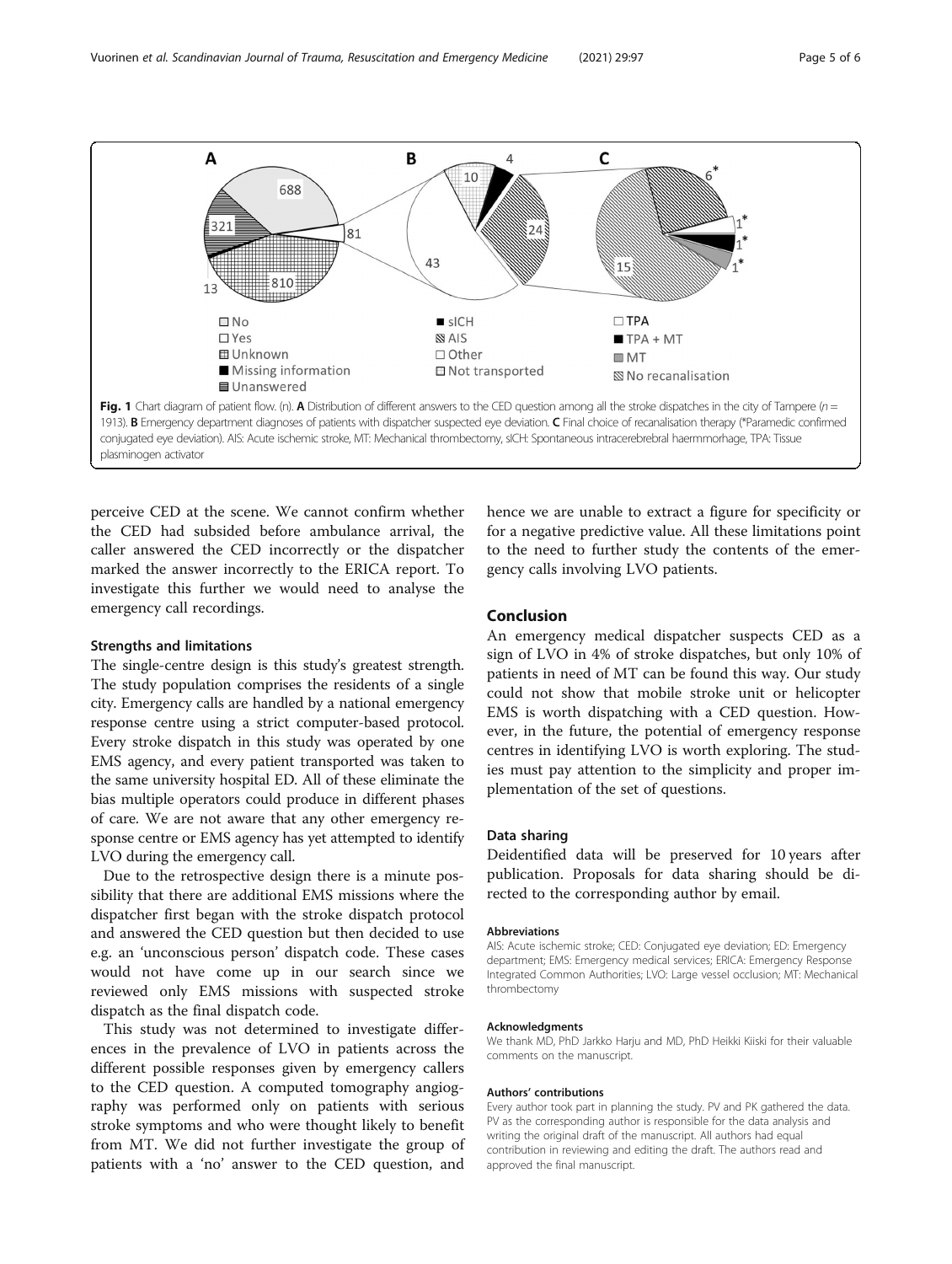Fig. 1 Chart diagram of patient flow. (n). **A** Distribution of different answers to the CED question among all the stroke dispatches in the city of Tampere (n = 1913). **B** Emergency department diagnoses of patients with dispatcher suspected eye deviation. **C** Final choice of recanalisation therapy (*Paramedic confirmed conjugated eye deviation). AIS: Acute ischemic stroke, MT: Mechanical thrombectomy, sICH: Spontaneous intracerebrebral haemmorhage, TPA: Tissue plasminogen activator

perceive CED at the scene. We cannot confirm whether the CED had subsided before ambulance arrival, the caller answered the CED incorrectly or the dispatcher marked the answer incorrectly to the ERICA report. To investigate this further we would need to analyse the emergency call recordings.

### Strengths and limitations

The single-centre design is this study's greatest strength. The study population comprises the residents of a single city. Emergency calls are handled by a national emergency response centre using a strict computer-based protocol. Every stroke dispatch in this study was operated by one EMS agency, and every patient transported was taken to the same university hospital ED. All of these eliminate the bias multiple operators could produce in different phases of care. We are not aware that any other emergency response centre or EMS agency has yet attempted to identify LVO during the emergency call.

Due to the retrospective design there is a minute possibility that there are additional EMS missions where the dispatcher first began with the stroke dispatch protocol and answered the CED question but then decided to use e.g. an 'unconscious person' dispatch code. These cases would not have come up in our search since we reviewed only EMS missions with suspected stroke dispatch as the final dispatch code.

This study was not determined to investigate differences in the prevalence of LVO in patients across the different possible responses given by emergency callers to the CED question. A computed tomography angiography was performed only on patients with serious stroke symptoms and who were thought likely to benefit from MT. We did not further investigate the group of patients with a 'no' answer to the CED question, and hence we are unable to extract a figure for specificity or for a negative predictive value. All these limitations point to the need to further study the contents of the emergency calls involving LVO patients.

## Conclusion

An emergency medical dispatcher suspects CED as a sign of LVO in 4% of stroke dispatches, but only 10% of patients in need of MT can be found this way. Our study could not show that mobile stroke unit or helicopter EMS is worth dispatching with a CED question. However, in the future, the potential of emergency response centres in identifying LVO is worth exploring. The studies must pay attention to the simplicity and proper implementation of the set of questions.

### Data sharing

Deidentified data will be preserved for 10 years after publication. Proposals for data sharing should be directed to the corresponding author by email.

#### Abbreviations

AIS: Acute ischemic stroke; CED: Conjugated eye deviation; ED: Emergency department; EMS: Emergency medical services; ERICA: Emergency Response Integrated Common Authorities; LVO: Large vessel occlusion; MT: Mechanical thrombectomy

#### Acknowledgments

We thank MD, PhD Jarkko Harju and MD, PhD Heikki Kiiski for their valuable comments on the manuscript.

#### Authors' contributions

Every author took part in planning the study. PV and PK gathered the data. PV as the corresponding author is responsible for the data analysis and writing the original draft of the manuscript. All authors had equal contribution in reviewing and editing the draft. The authors read and approved the final manuscript.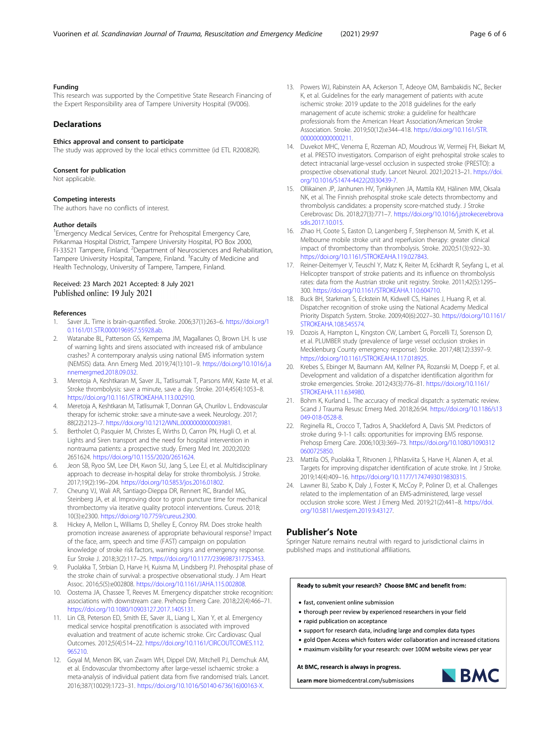## Funding

This research was supported by the Competitive State Research Financing of the Expert Responsibility area of Tampere University Hospital (9V006).

## Declarations

### Ethics approval and consent to participate

The study was approved by the local ethics committee (id ETL R20082R).

### Consent for publication

Not applicable.

### Competing interests

The authors have no conflicts of interest.

### Author details

[1]Emergency Medical Services, Centre for Prehospital Emergency Care, Pirkanmaa Hospital District, Tampere University Hospital, PO Box 2000, FI-33521 Tampere, Finland. [2]Department of Neurosciences and Rehabilitation, Tampere University Hospital, Tampere, Finland. [3]Faculty of Medicine and Health Technology, University of Tampere, Tampere, Finland.

Received: 23 March 2021 Accepted: 8 July 2021
Published online: 19 July 2021

### References

1. Saver JL. Time is brain-quantified. Stroke. 2006;37(1):263–6. https://doi.org/10.1161/01.STR.0000196957.55928.ab.
2. Watanabe BL, Patterson GS, Kempema JM, Magallanes O, Brown LH. Is use of warning lights and sirens associated with increased risk of ambulance crashes? A contemporary analysis using national EMS information system (NEMSIS) data. Ann Emerg Med. 2019;74(1):101–9. https://doi.org/10.1016/j.annemergmed.2018.09.032.
3. Meretoja A, Keshtkaran M, Saver JL, Tatlisumak T, Parsons MW, Kaste M, et al. Stroke thrombolysis: save a minute, save a day. Stroke. 2014;45(4):1053–8. https://doi.org/10.1161/STROKEAHA.113.002910.
4. Meretoja A, Keshtkaran M, Tatlisumak T, Donnan GA, Churilov L. Endovascular therapy for ischemic stroke: save a minute-save a week. Neurology. 2017;88(22):2123–7. https://doi.org/10.1212/WNL.0000000000003981.
5. Bertholet O, Pasquier M, Christes E, Wirths D, Carron PN, Hugli O, et al. Lights and Siren transport and the need for hospital intervention in nontrauma patients: a prospective study. Emerg Med Int. 2020;2020:2651624. https://doi.org/10.1155/2020/2651624.
6. Jeon SB, Ryoo SM, Lee DH, Kwon SU, Jang S, Lee EJ, et al. Multidisciplinary approach to decrease in-hospital delay for stroke thrombolysis. J Stroke. 2017;19(2):196–204. https://doi.org/10.5853/jos.2016.01802.
7. Cheung VJ, Wali AR, Santiago-Dieppa DR, Rennert RC, Brandel MG, Steinberg JA, et al. Improving door to groin puncture time for mechanical thrombectomy via iterative quality protocol interventions. Cureus. 2018;10(3):e2300. https://doi.org/10.7759/cureus.2300.
8. Hickey A, Mellon L, Williams D, Shelley E, Conroy RM. Does stroke health promotion increase awareness of appropriate behavioural response? Impact of the face, arm, speech and time (FAST) campaign on population knowledge of stroke risk factors, warning signs and emergency response. Eur Stroke J. 2018;3(2):117–25. https://doi.org/10.1177/2396987317753453.
9. Puolakka T, Strbian D, Harve H, Kuisma M, Lindsberg PJ. Prehospital phase of the stroke chain of survival: a prospective observational study. J Am Heart Assoc. 2016;5(5):e002808. https://doi.org/10.1161/JAHA.115.002808.
10. Oostema JA, Chassee T, Reeves M. Emergency dispatcher stroke recognition: associations with downstream care. Prehosp Emerg Care. 2018;22(4):466–71. https://doi.org/10.1080/10903127.2017.1405131.
11. Lin CB, Peterson ED, Smith EE, Saver JL, Liang L, Xian Y, et al. Emergency medical service hospital prenotification is associated with improved evaluation and treatment of acute ischemic stroke. Circ Cardiovasc Qual Outcomes. 2012;5(4):514–22. https://doi.org/10.1161/CIRCOUTCOMES.112.965210.
12. Goyal M, Menon BK, van Zwam WH, Dippel DW, Mitchell PJ, Demchuk AM, et al. Endovascular thrombectomy after large-vessel ischaemic stroke: a meta-analysis of individual patient data from five randomised trials. Lancet. 2016;387(10029):1723–31. https://doi.org/10.1016/S0140-6736(16)00163-X.
13. Powers WJ, Rabinstein AA, Ackerson T, Adeoye OM, Bambakidis NC, Becker K, et al. Guidelines for the early management of patients with acute ischemic stroke: 2019 update to the 2018 guidelines for the early management of acute ischemic stroke: a guideline for healthcare professionals from the American Heart Association/American Stroke Association. Stroke. 2019;50(12):e344–418. https://doi.org/10.1161/STR.0000000000000211.
14. Duvekot MHC, Venema E, Rozeman AD, Moudrous W, Vermeij FH, Biekart M, et al. PRESTO investigators. Comparison of eight prehospital stroke scales to detect intracranial large-vessel occlusion in suspected stroke (PRESTO): a prospective observational study. Lancet Neurol. 2021;20:213–21. https://doi.org/10.1016/S1474-4422(20)30439-7.
15. Ollikainen JP, Janhunen HV, Tynkkynen JA, Mattila KM, Hälinen MM, Oksala NK, et al. The Finnish prehospital stroke scale detects thrombectomy and thrombolysis candidates: a propensity score-matched study. J Stroke Cerebrovasc Dis. 2018;27(3):771–7. https://doi.org/10.1016/j.jstrokecerebrovasdis.2017.10.015.
16. Zhao H, Coote S, Easton D, Langenberg F, Stephenson M, Smith K, et al. Melbourne mobile stroke unit and reperfusion therapy: greater clinical impact of thrombectomy than thrombolysis. Stroke. 2020;51(3):922–30. https://doi.org/10.1161/STROKEAHA.119.027843.
17. Reiner-Deitemyer V, Teuschl Y, Matz K, Reiter M, Eckhardt R, Seyfang L, et al. Helicopter transport of stroke patients and its influence on thrombolysis rates: data from the Austrian stroke unit registry. Stroke. 2011;42(5):1295–300. https://doi.org/10.1161/STROKEAHA.110.604710.
18. Buck BH, Starkman S, Eckstein M, Kidwell CS, Haines J, Huang R, et al. Dispatcher recognition of stroke using the National Academy Medical Priority Dispatch System. Stroke. 2009;40(6):2027–30. https://doi.org/10.1161/STROKEAHA.108.545574.
19. Dozois A, Hampton L, Kingston CW, Lambert G, Porcelli TJ, Sorenson D, et al. PLUMBER study (prevalence of large vessel occlusion strokes in Mecklenburg County emergency response). Stroke. 2017;48(12):3397–9. https://doi.org/10.1161/STROKEAHA.117.018925.
20. Krebes S, Ebinger M, Baumann AM, Kellner PA, Rozanski M, Doepp F, et al. Development and validation of a dispatcher identification algorithm for stroke emergencies. Stroke. 2012;43(3):776–81. https://doi.org/10.1161/STROKEAHA.111.634980.
21. Bohm K, Kurland L. The accuracy of medical dispatch: a systematic review. Scand J Trauma Resusc Emerg Med. 2018;26:94. https://doi.org/10.1186/s13049-018-0528-8.
22. Reginella RL, Crocco T, Tadros A, Shackleford A, Davis SM. Predictors of stroke during 9-1-1 calls: opportunities for improving EMS response. Prehosp Emerg Care. 2006;10(3):369–73. https://doi.org/10.1080/10903120600725850.
23. Mattila OS, Puolakka T, Ritvonen J, Pihlasviita S, Harve H, Alanen A, et al. Targets for improving dispatcher identification of acute stroke. Int J Stroke. 2019;14(4):409–16. https://doi.org/10.1177/1747493019830315.
24. Lawner BJ, Szabo K, Daly J, Foster K, McCoy P, Poliner D, et al. Challenges related to the implementation of an EMS-administered, large vessel occlusion stroke score. West J Emerg Med. 2019;21(2):441–8. https://doi.org/10.5811/westjem.2019.9.43127.

## Publisher's Note

Springer Nature remains neutral with regard to jurisdictional claims in published maps and institutional affiliations.

**Ready to submit your research? Choose BMC and benefit from:**

- fast, convenient online submission
- thorough peer review by experienced researchers in your field
- rapid publication on acceptance
- support for research data, including large and complex data types
- gold Open Access which fosters wider collaboration and increased citations
- maximum visibility for your research: over 100M website views per year

**At BMC, research is always in progress.**

**Learn more** biomedcentral.com/submissions

BMC